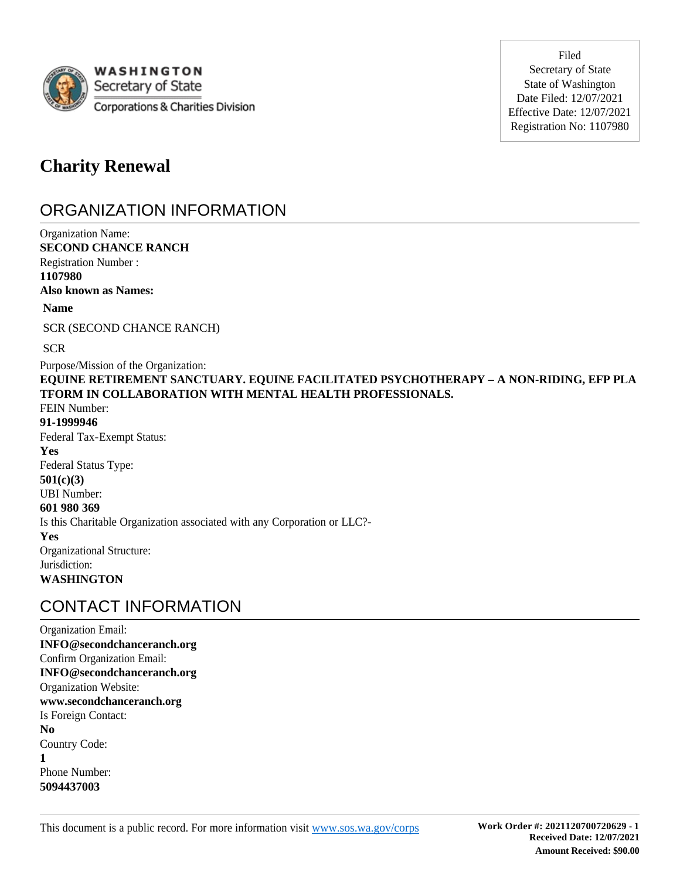WASHINGTON
Secretary of State
Corporations & Charities Division

Filed
Secretary of State
State of Washington
Date Filed: 12/07/2021
Effective Date: 12/07/2021
Registration No: 1107980

# Charity Renewal

## ORGANIZATION INFORMATION

Organization Name:
**SECOND CHANCE RANCH**
Registration Number :
**1107980**
**Also known as Names:**

**Name**

SCR (SECOND CHANCE RANCH)

SCR

Purpose/Mission of the Organization:
**EQUINE RETIREMENT SANCTUARY. EQUINE FACILITATED PSYCHOTHERAPY – A NON-RIDING, EFP PLATFORM IN COLLABORATION WITH MENTAL HEALTH PROFESSIONALS.**
FEIN Number:
**91-1999946**
Federal Tax-Exempt Status:
**Yes**
Federal Status Type:
**501(c)(3)**
UBI Number:
**601 980 369**
Is this Charitable Organization associated with any Corporation or LLC?-
**Yes**
Organizational Structure:
Jurisdiction:
**WASHINGTON**

## CONTACT INFORMATION

Organization Email:
**INFO@secondchanceranch.org**
Confirm Organization Email:
**INFO@secondchanceranch.org**
Organization Website:
**www.secondchanceranch.org**
Is Foreign Contact:
**No**
Country Code:
**1**
Phone Number:
**5094437003**

This document is a public record. For more information visit www.sos.wa.gov/corps

**Work Order #: 2021120700720629 - 1**
**Received Date: 12/07/2021**
**Amount Received: $90.00**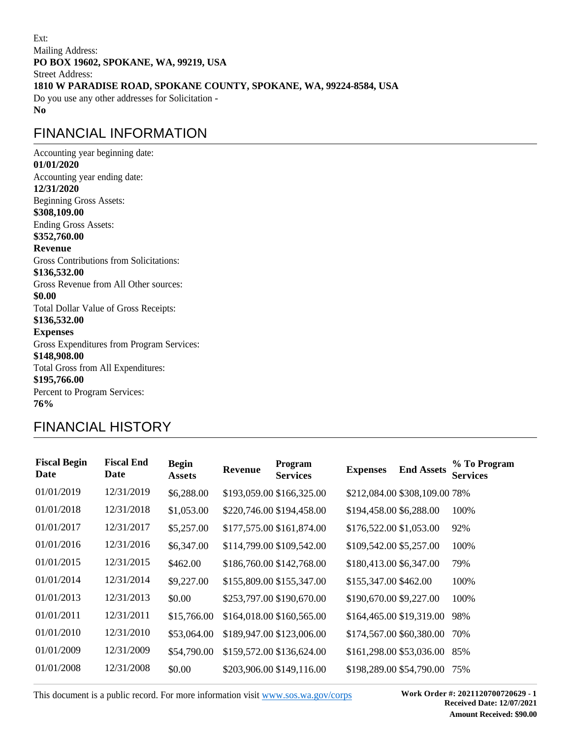Ext:

Mailing Address:

**PO BOX 19602, SPOKANE, WA, 99219, USA**

Street Address:

**1810 W PARADISE ROAD, SPOKANE COUNTY, SPOKANE, WA, 99224-8584, USA**

Do you use any other addresses for Solicitation -

**No**

## FINANCIAL INFORMATION

Accounting year beginning date:

**01/01/2020**

Accounting year ending date:

**12/31/2020**

Beginning Gross Assets:

**$308,109.00**

Ending Gross Assets:

**$352,760.00**

**Revenue**

Gross Contributions from Solicitations:

**$136,532.00**

Gross Revenue from All Other sources:

**$0.00**

Total Dollar Value of Gross Receipts:

**$136,532.00**

**Expenses**

Gross Expenditures from Program Services:

**$148,908.00**

Total Gross from All Expenditures:

**$195,766.00**

Percent to Program Services:

**76%**

## FINANCIAL HISTORY

| Fiscal Begin Date | Fiscal End Date | Begin Assets | Revenue | Program Services | Expenses | End Assets | % To Program Services |
|---|---|---|---|---|---|---|---|
| 01/01/2019 | 12/31/2019 | $6,288.00 | $193,059.00 | $166,325.00 | $212,084.00 | $308,109.00 | 78% |
| 01/01/2018 | 12/31/2018 | $1,053.00 | $220,746.00 | $194,458.00 | $194,458.00 | $6,288.00 | 100% |
| 01/01/2017 | 12/31/2017 | $5,257.00 | $177,575.00 | $161,874.00 | $176,522.00 | $1,053.00 | 92% |
| 01/01/2016 | 12/31/2016 | $6,347.00 | $114,799.00 | $109,542.00 | $109,542.00 | $5,257.00 | 100% |
| 01/01/2015 | 12/31/2015 | $462.00 | $186,760.00 | $142,768.00 | $180,413.00 | $6,347.00 | 79% |
| 01/01/2014 | 12/31/2014 | $9,227.00 | $155,809.00 | $155,347.00 | $155,347.00 | $462.00 | 100% |
| 01/01/2013 | 12/31/2013 | $0.00 | $253,797.00 | $190,670.00 | $190,670.00 | $9,227.00 | 100% |
| 01/01/2011 | 12/31/2011 | $15,766.00 | $164,018.00 | $160,565.00 | $164,465.00 | $19,319.00 | 98% |
| 01/01/2010 | 12/31/2010 | $53,064.00 | $189,947.00 | $123,006.00 | $174,567.00 | $60,380.00 | 70% |
| 01/01/2009 | 12/31/2009 | $54,790.00 | $159,572.00 | $136,624.00 | $161,298.00 | $53,036.00 | 85% |
| 01/01/2008 | 12/31/2008 | $0.00 | $203,906.00 | $149,116.00 | $198,289.00 | $54,790.00 | 75% |

This document is a public record. For more information visit www.sos.wa.gov/corps

**Work Order #: 2021120700720629 - 1**
**Received Date: 12/07/2021**
**Amount Received: $90.00**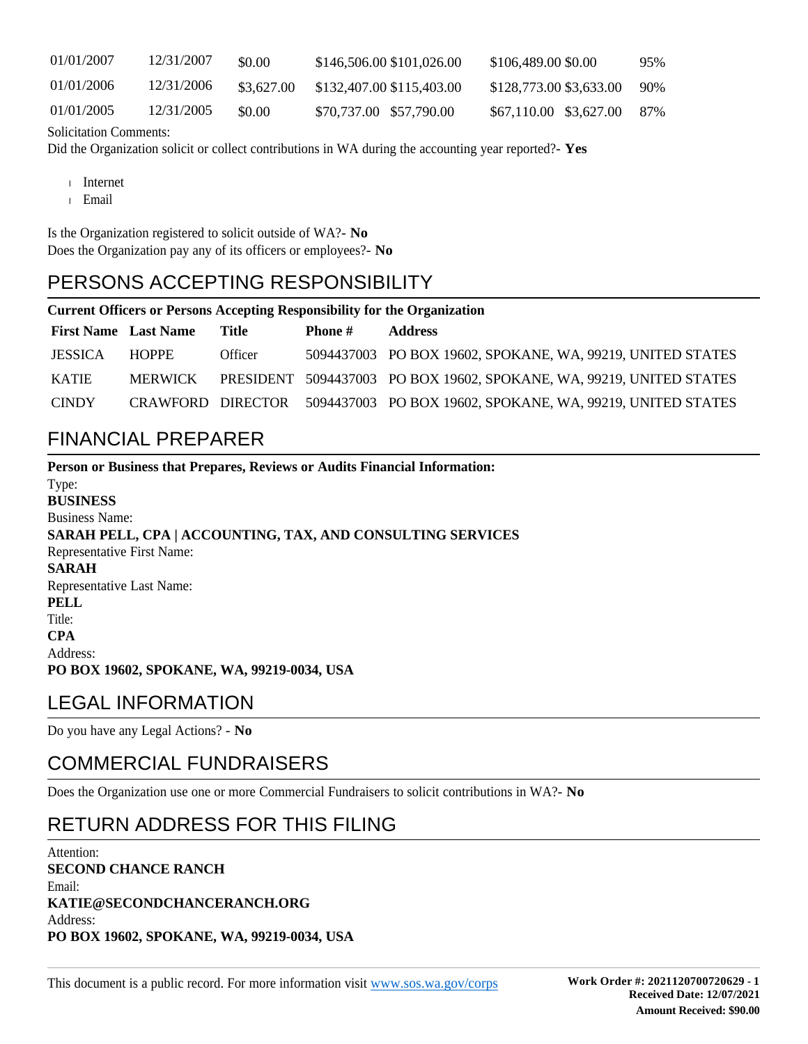| | | | | | | | |
|---|---|---|---|---|---|---|---|
| 01/01/2007 | 12/31/2007 | $0.00 | $146,506.00 | $101,026.00 | $106,489.00 | $0.00 | 95% |
| 01/01/2006 | 12/31/2006 | $3,627.00 | $132,407.00 | $115,403.00 | $128,773.00 | $3,633.00 | 90% |
| 01/01/2005 | 12/31/2005 | $0.00 | $70,737.00 | $57,790.00 | $67,110.00 | $3,627.00 | 87% |

Solicitation Comments:

Did the Organization solicit or collect contributions in WA during the accounting year reported?- **Yes**

- Internet
- Email

Is the Organization registered to solicit outside of WA?- **No**

Does the Organization pay any of its officers or employees?- **No**

## PERSONS ACCEPTING RESPONSIBILITY

**Current Officers or Persons Accepting Responsibility for the Organization**

| First Name | Last Name | Title | Phone # | Address |
|---|---|---|---|---|
| JESSICA | HOPPE | Officer | 5094437003 | PO BOX 19602, SPOKANE, WA, 99219, UNITED STATES |
| KATIE | MERWICK | PRESIDENT | 5094437003 | PO BOX 19602, SPOKANE, WA, 99219, UNITED STATES |
| CINDY | CRAWFORD | DIRECTOR | 5094437003 | PO BOX 19602, SPOKANE, WA, 99219, UNITED STATES |

## FINANCIAL PREPARER

**Person or Business that Prepares, Reviews or Audits Financial Information:**

Type:
**BUSINESS**

Business Name:
**SARAH PELL, CPA | ACCOUNTING, TAX, AND CONSULTING SERVICES**

Representative First Name:
**SARAH**

Representative Last Name:
**PELL**

Title:
**CPA**

Address:
**PO BOX 19602, SPOKANE, WA, 99219-0034, USA**

## LEGAL INFORMATION

Do you have any Legal Actions? - **No**

## COMMERCIAL FUNDRAISERS

Does the Organization use one or more Commercial Fundraisers to solicit contributions in WA?- **No**

## RETURN ADDRESS FOR THIS FILING

Attention:
**SECOND CHANCE RANCH**

Email:
**KATIE@SECONDCHANCERANCH.ORG**

Address:
**PO BOX 19602, SPOKANE, WA, 99219-0034, USA**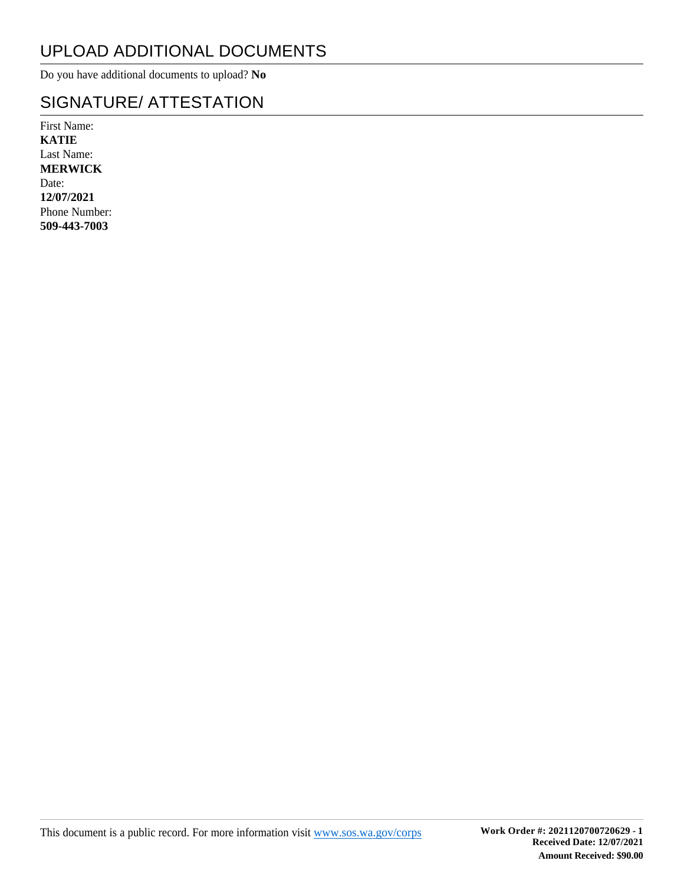## UPLOAD ADDITIONAL DOCUMENTS

Do you have additional documents to upload? **No**

## SIGNATURE/ ATTESTATION

First Name:
**KATIE**
Last Name:
**MERWICK**
Date:
**12/07/2021**
Phone Number:
**509-443-7003**

This document is a public record. For more information visit www.sos.wa.gov/corps

**Work Order #: 2021120700720629 - 1**
**Received Date: 12/07/2021**
**Amount Received: $90.00**